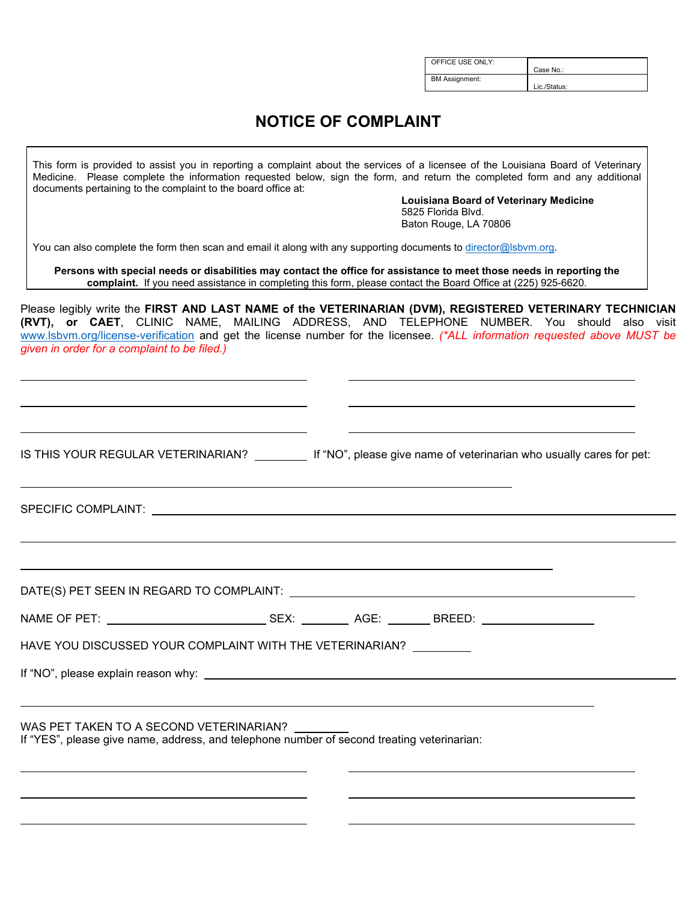| OFFICE USE ONLY: | Case No.: |
| --- | --- |
| BM Assignment: | Lic./Status: |

# NOTICE OF COMPLAINT

This form is provided to assist you in reporting a complaint about the services of a licensee of the Louisiana Board of Veterinary Medicine. Please complete the information requested below, sign the form, and return the completed form and any additional documents pertaining to the complaint to the board office at:

**Louisiana Board of Veterinary Medicine**
5825 Florida Blvd.
Baton Rouge, LA 70806

You can also complete the form then scan and email it along with any supporting documents to director@lsbvm.org.

**Persons with special needs or disabilities may contact the office for assistance to meet those needs in reporting the complaint.** If you need assistance in completing this form, please contact the Board Office at (225) 925-6620.

Please legibly write the **FIRST AND LAST NAME of the VETERINARIAN (DVM), REGISTERED VETERINARY TECHNICIAN (RVT), or CAET**, CLINIC NAME, MAILING ADDRESS, AND TELEPHONE NUMBER. You should also visit www.lsbvm.org/license-verification and get the license number for the licensee. *(\*ALL information requested above MUST be given in order for a complaint to be filed.)*

______________________________ ______________________________

______________________________ ______________________________

______________________________ ______________________________

IS THIS YOUR REGULAR VETERINARIAN? ________ If "NO", please give name of veterinarian who usually cares for pet:

______________________________________________

SPECIFIC COMPLAINT: ______________________________________________

______________________________________________

______________________________________________

DATE(S) PET SEEN IN REGARD TO COMPLAINT: ______________________________

NAME OF PET: ____________________ SEX: ______ AGE: ______ BREED: ______________

HAVE YOU DISCUSSED YOUR COMPLAINT WITH THE VETERINARIAN? ________

If "NO", please explain reason why: ______________________________________________

______________________________________________

WAS PET TAKEN TO A SECOND VETERINARIAN? ________
If "YES", please give name, address, and telephone number of second treating veterinarian:

______________________________ ______________________________

______________________________ ______________________________

______________________________ ______________________________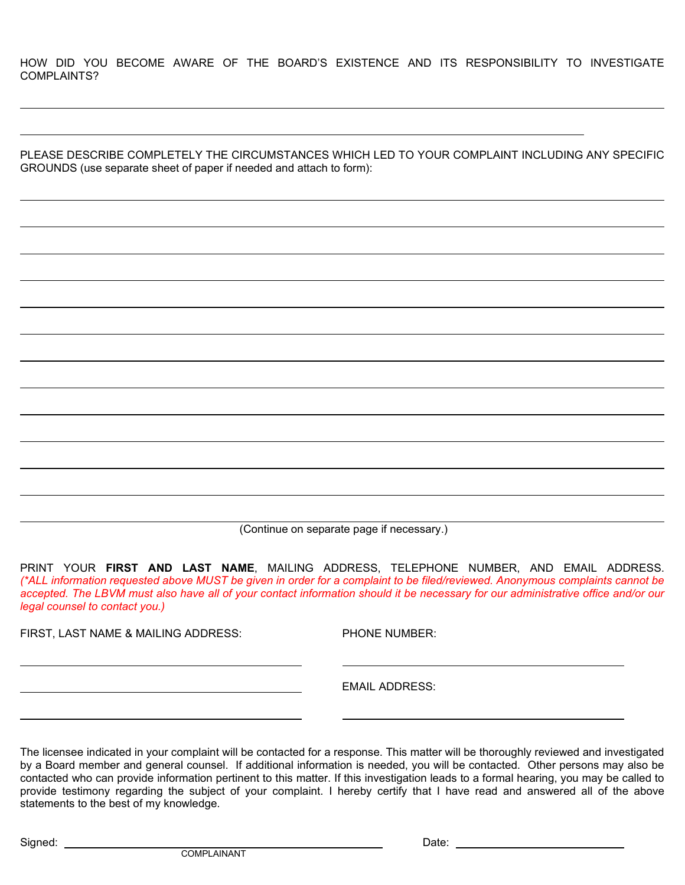HOW DID YOU BECOME AWARE OF THE BOARD'S EXISTENCE AND ITS RESPONSIBILITY TO INVESTIGATE COMPLAINTS?

\_\_\_\_\_\_\_\_\_\_\_\_\_\_\_\_\_\_\_\_\_\_\_\_\_\_\_\_\_\_\_\_\_\_\_\_\_\_\_\_\_\_\_\_\_\_\_\_\_\_\_\_\_\_\_\_\_\_\_\_\_\_\_\_\_\_\_\_\_\_\_\_\_\_\_\_\_\_

\_\_\_\_\_\_\_\_\_\_\_\_\_\_\_\_\_\_\_\_\_\_\_\_\_\_\_\_\_\_\_\_\_\_\_\_\_\_\_\_\_\_\_\_\_\_\_\_\_\_\_\_\_\_\_\_\_\_\_\_\_\_\_\_\_\_\_\_

PLEASE DESCRIBE COMPLETELY THE CIRCUMSTANCES WHICH LED TO YOUR COMPLAINT INCLUDING ANY SPECIFIC GROUNDS (use separate sheet of paper if needed and attach to form):

\_\_\_\_\_\_\_\_\_\_\_\_\_\_\_\_\_\_\_\_\_\_\_\_\_\_\_\_\_\_\_\_\_\_\_\_\_\_\_\_\_\_\_\_\_\_\_\_\_\_\_\_\_\_\_\_\_\_\_\_\_\_\_\_\_\_\_\_\_\_\_\_\_\_\_\_\_\_

\_\_\_\_\_\_\_\_\_\_\_\_\_\_\_\_\_\_\_\_\_\_\_\_\_\_\_\_\_\_\_\_\_\_\_\_\_\_\_\_\_\_\_\_\_\_\_\_\_\_\_\_\_\_\_\_\_\_\_\_\_\_\_\_\_\_\_\_\_\_\_\_\_\_\_\_\_\_

\_\_\_\_\_\_\_\_\_\_\_\_\_\_\_\_\_\_\_\_\_\_\_\_\_\_\_\_\_\_\_\_\_\_\_\_\_\_\_\_\_\_\_\_\_\_\_\_\_\_\_\_\_\_\_\_\_\_\_\_\_\_\_\_\_\_\_\_\_\_\_\_\_\_\_\_\_\_

\_\_\_\_\_\_\_\_\_\_\_\_\_\_\_\_\_\_\_\_\_\_\_\_\_\_\_\_\_\_\_\_\_\_\_\_\_\_\_\_\_\_\_\_\_\_\_\_\_\_\_\_\_\_\_\_\_\_\_\_\_\_\_\_\_\_\_\_\_\_\_\_\_\_\_\_\_\_

\_\_\_\_\_\_\_\_\_\_\_\_\_\_\_\_\_\_\_\_\_\_\_\_\_\_\_\_\_\_\_\_\_\_\_\_\_\_\_\_\_\_\_\_\_\_\_\_\_\_\_\_\_\_\_\_\_\_\_\_\_\_\_\_\_\_\_\_\_\_\_\_\_\_\_\_\_\_

\_\_\_\_\_\_\_\_\_\_\_\_\_\_\_\_\_\_\_\_\_\_\_\_\_\_\_\_\_\_\_\_\_\_\_\_\_\_\_\_\_\_\_\_\_\_\_\_\_\_\_\_\_\_\_\_\_\_\_\_\_\_\_\_\_\_\_\_\_\_\_\_\_\_\_\_\_\_

\_\_\_\_\_\_\_\_\_\_\_\_\_\_\_\_\_\_\_\_\_\_\_\_\_\_\_\_\_\_\_\_\_\_\_\_\_\_\_\_\_\_\_\_\_\_\_\_\_\_\_\_\_\_\_\_\_\_\_\_\_\_\_\_\_\_\_\_\_\_\_\_\_\_\_\_\_\_

\_\_\_\_\_\_\_\_\_\_\_\_\_\_\_\_\_\_\_\_\_\_\_\_\_\_\_\_\_\_\_\_\_\_\_\_\_\_\_\_\_\_\_\_\_\_\_\_\_\_\_\_\_\_\_\_\_\_\_\_\_\_\_\_\_\_\_\_\_\_\_\_\_\_\_\_\_\_

\_\_\_\_\_\_\_\_\_\_\_\_\_\_\_\_\_\_\_\_\_\_\_\_\_\_\_\_\_\_\_\_\_\_\_\_\_\_\_\_\_\_\_\_\_\_\_\_\_\_\_\_\_\_\_\_\_\_\_\_\_\_\_\_\_\_\_\_\_\_\_\_\_\_\_\_\_\_

\_\_\_\_\_\_\_\_\_\_\_\_\_\_\_\_\_\_\_\_\_\_\_\_\_\_\_\_\_\_\_\_\_\_\_\_\_\_\_\_\_\_\_\_\_\_\_\_\_\_\_\_\_\_\_\_\_\_\_\_\_\_\_\_\_\_\_\_\_\_\_\_\_\_\_\_\_\_

\_\_\_\_\_\_\_\_\_\_\_\_\_\_\_\_\_\_\_\_\_\_\_\_\_\_\_\_\_\_\_\_\_\_\_\_\_\_\_\_\_\_\_\_\_\_\_\_\_\_\_\_\_\_\_\_\_\_\_\_\_\_\_\_\_\_\_\_\_\_\_\_\_\_\_\_\_\_

\_\_\_\_\_\_\_\_\_\_\_\_\_\_\_\_\_\_\_\_\_\_\_\_\_\_\_\_\_\_\_\_\_\_\_\_\_\_\_\_\_\_\_\_\_\_\_\_\_\_\_\_\_\_\_\_\_\_\_\_\_\_\_\_\_\_\_\_\_\_\_\_\_\_\_\_\_\_

\_\_\_\_\_\_\_\_\_\_\_\_\_\_\_\_\_\_\_\_\_\_\_\_\_\_\_\_\_\_\_\_\_\_\_\_\_\_\_\_\_\_\_\_\_\_\_\_\_\_\_\_\_\_\_\_\_\_\_\_\_\_\_\_\_\_\_\_\_\_\_\_\_\_\_\_\_\_

(Continue on separate page if necessary.)

PRINT YOUR **FIRST AND LAST NAME**, MAILING ADDRESS, TELEPHONE NUMBER, AND EMAIL ADDRESS. *(\*ALL information requested above MUST be given in order for a complaint to be filed/reviewed. Anonymous complaints cannot be accepted. The LBVM must also have all of your contact information should it be necessary for our administrative office and/or our legal counsel to contact you.)*

FIRST, LAST NAME & MAILING ADDRESS:

\_\_\_\_\_\_\_\_\_\_\_\_\_\_\_\_\_\_\_\_\_\_\_\_\_\_\_\_\_\_\_\_\_\_\_\_

\_\_\_\_\_\_\_\_\_\_\_\_\_\_\_\_\_\_\_\_\_\_\_\_\_\_\_\_\_\_\_\_\_\_\_\_

\_\_\_\_\_\_\_\_\_\_\_\_\_\_\_\_\_\_\_\_\_\_\_\_\_\_\_\_\_\_\_\_\_\_\_\_

PHONE NUMBER:

\_\_\_\_\_\_\_\_\_\_\_\_\_\_\_\_\_\_\_\_\_\_\_\_\_\_\_\_\_\_\_\_\_\_\_\_

EMAIL ADDRESS:

\_\_\_\_\_\_\_\_\_\_\_\_\_\_\_\_\_\_\_\_\_\_\_\_\_\_\_\_\_\_\_\_\_\_\_\_

The licensee indicated in your complaint will be contacted for a response. This matter will be thoroughly reviewed and investigated by a Board member and general counsel. If additional information is needed, you will be contacted. Other persons may also be contacted who can provide information pertinent to this matter. If this investigation leads to a formal hearing, you may be called to provide testimony regarding the subject of your complaint. I hereby certify that I have read and answered all of the above statements to the best of my knowledge.

Signed: \_\_\_\_\_\_\_\_\_\_\_\_\_\_\_\_\_\_\_\_\_\_\_\_\_\_\_\_\_\_\_\_\_\_\_\_\_\_\_\_ Date: \_\_\_\_\_\_\_\_\_\_\_\_\_\_\_\_\_\_\_\_

COMPLAINANT